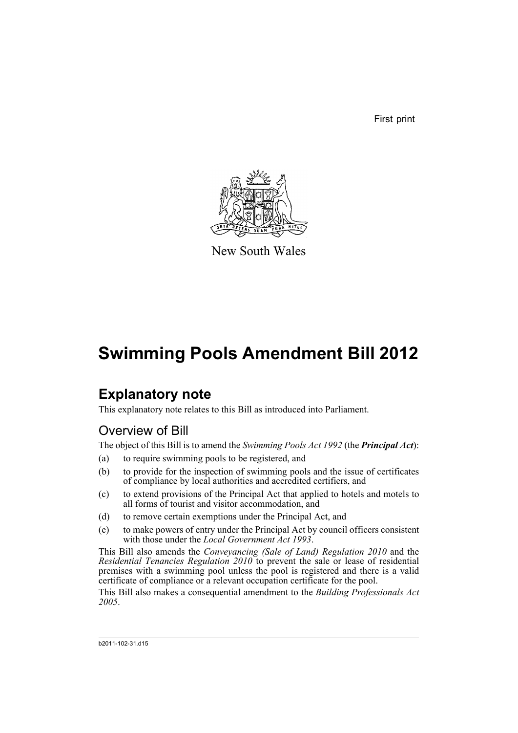First print

New South Wales

# Swimming Pools Amendment Bill 2012

## Explanatory note

This explanatory note relates to this Bill as introduced into Parliament.

### Overview of Bill

The object of this Bill is to amend the *Swimming Pools Act 1992* (the ***Principal Act***):

(a) to require swimming pools to be registered, and

(b) to provide for the inspection of swimming pools and the issue of certificates of compliance by local authorities and accredited certifiers, and

(c) to extend provisions of the Principal Act that applied to hotels and motels to all forms of tourist and visitor accommodation, and

(d) to remove certain exemptions under the Principal Act, and

(e) to make powers of entry under the Principal Act by council officers consistent with those under the *Local Government Act 1993*.

This Bill also amends the *Conveyancing (Sale of Land) Regulation 2010* and the *Residential Tenancies Regulation 2010* to prevent the sale or lease of residential premises with a swimming pool unless the pool is registered and there is a valid certificate of compliance or a relevant occupation certificate for the pool.

This Bill also makes a consequential amendment to the *Building Professionals Act 2005*.

b2011-102-31.d15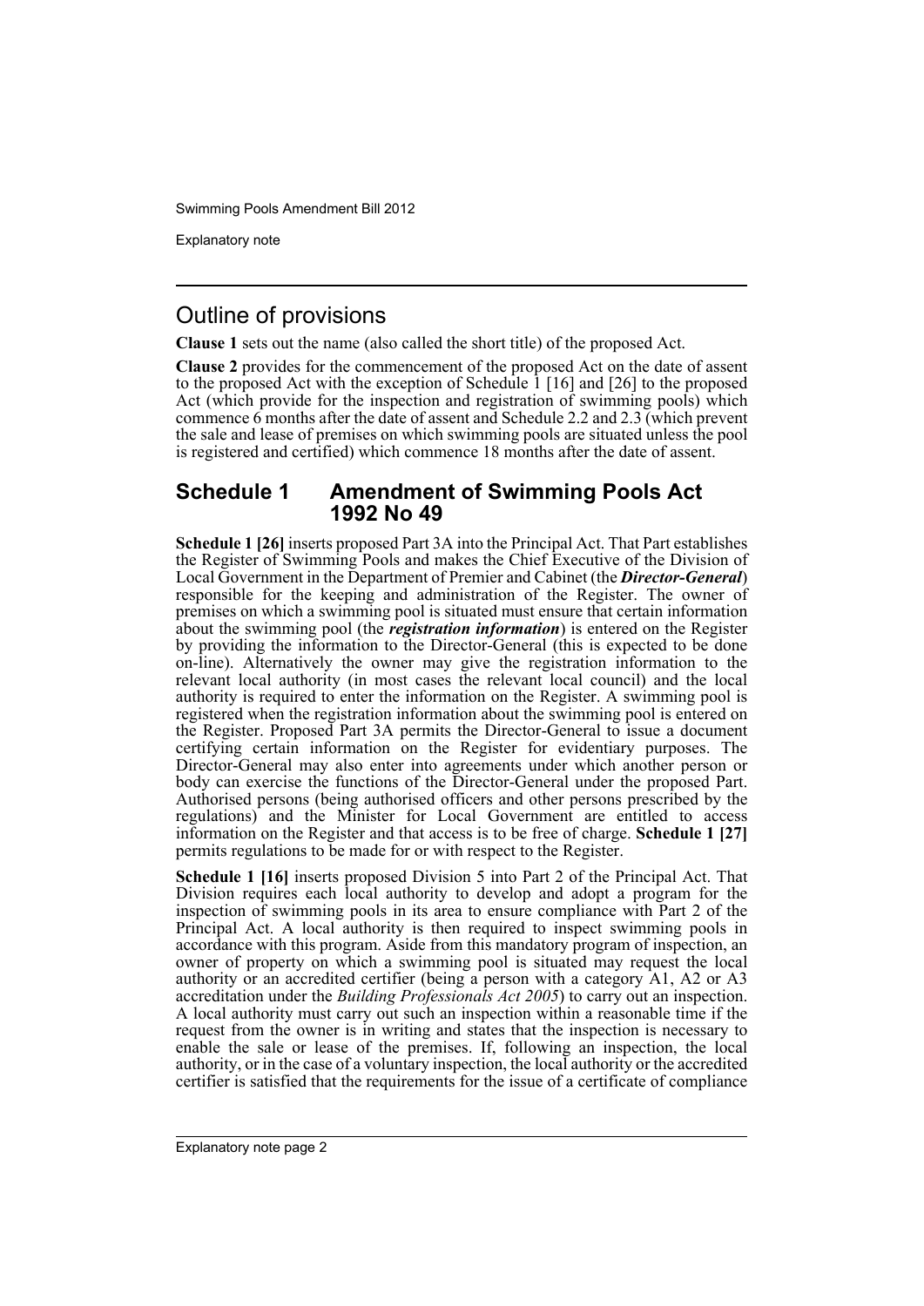## Outline of provisions

**Clause 1** sets out the name (also called the short title) of the proposed Act.

**Clause 2** provides for the commencement of the proposed Act on the date of assent to the proposed Act with the exception of Schedule 1 [16] and [26] to the proposed Act (which provide for the inspection and registration of swimming pools) which commence 6 months after the date of assent and Schedule 2.2 and 2.3 (which prevent the sale and lease of premises on which swimming pools are situated unless the pool is registered and certified) which commence 18 months after the date of assent.

## Schedule 1 Amendment of Swimming Pools Act 1992 No 49

**Schedule 1 [26]** inserts proposed Part 3A into the Principal Act. That Part establishes the Register of Swimming Pools and makes the Chief Executive of the Division of Local Government in the Department of Premier and Cabinet (the ***Director-General***) responsible for the keeping and administration of the Register. The owner of premises on which a swimming pool is situated must ensure that certain information about the swimming pool (the ***registration information***) is entered on the Register by providing the information to the Director-General (this is expected to be done on-line). Alternatively the owner may give the registration information to the relevant local authority (in most cases the relevant local council) and the local authority is required to enter the information on the Register. A swimming pool is registered when the registration information about the swimming pool is entered on the Register. Proposed Part 3A permits the Director-General to issue a document certifying certain information on the Register for evidentiary purposes. The Director-General may also enter into agreements under which another person or body can exercise the functions of the Director-General under the proposed Part. Authorised persons (being authorised officers and other persons prescribed by the regulations) and the Minister for Local Government are entitled to access information on the Register and that access is to be free of charge. **Schedule 1 [27]** permits regulations to be made for or with respect to the Register.

**Schedule 1 [16]** inserts proposed Division 5 into Part 2 of the Principal Act. That Division requires each local authority to develop and adopt a program for the inspection of swimming pools in its area to ensure compliance with Part 2 of the Principal Act. A local authority is then required to inspect swimming pools in accordance with this program. Aside from this mandatory program of inspection, an owner of property on which a swimming pool is situated may request the local authority or an accredited certifier (being a person with a category A1, A2 or A3 accreditation under the *Building Professionals Act 2005*) to carry out an inspection. A local authority must carry out such an inspection within a reasonable time if the request from the owner is in writing and states that the inspection is necessary to enable the sale or lease of the premises. If, following an inspection, the local authority, or in the case of a voluntary inspection, the local authority or the accredited certifier is satisfied that the requirements for the issue of a certificate of compliance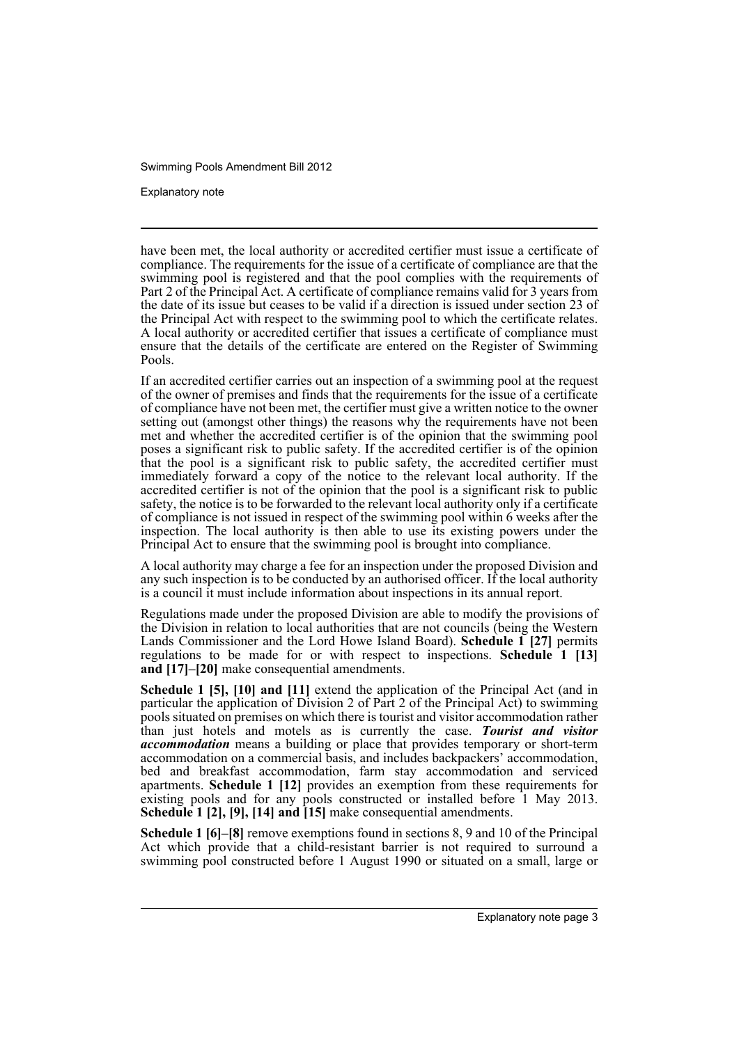have been met, the local authority or accredited certifier must issue a certificate of compliance. The requirements for the issue of a certificate of compliance are that the swimming pool is registered and that the pool complies with the requirements of Part 2 of the Principal Act. A certificate of compliance remains valid for 3 years from the date of its issue but ceases to be valid if a direction is issued under section 23 of the Principal Act with respect to the swimming pool to which the certificate relates. A local authority or accredited certifier that issues a certificate of compliance must ensure that the details of the certificate are entered on the Register of Swimming Pools.

If an accredited certifier carries out an inspection of a swimming pool at the request of the owner of premises and finds that the requirements for the issue of a certificate of compliance have not been met, the certifier must give a written notice to the owner setting out (amongst other things) the reasons why the requirements have not been met and whether the accredited certifier is of the opinion that the swimming pool poses a significant risk to public safety. If the accredited certifier is of the opinion that the pool is a significant risk to public safety, the accredited certifier must immediately forward a copy of the notice to the relevant local authority. If the accredited certifier is not of the opinion that the pool is a significant risk to public safety, the notice is to be forwarded to the relevant local authority only if a certificate of compliance is not issued in respect of the swimming pool within 6 weeks after the inspection. The local authority is then able to use its existing powers under the Principal Act to ensure that the swimming pool is brought into compliance.

A local authority may charge a fee for an inspection under the proposed Division and any such inspection is to be conducted by an authorised officer. If the local authority is a council it must include information about inspections in its annual report.

Regulations made under the proposed Division are able to modify the provisions of the Division in relation to local authorities that are not councils (being the Western Lands Commissioner and the Lord Howe Island Board). **Schedule 1 [27]** permits regulations to be made for or with respect to inspections. **Schedule 1 [13] and [17]–[20]** make consequential amendments.

**Schedule 1 [5], [10] and [11]** extend the application of the Principal Act (and in particular the application of Division 2 of Part 2 of the Principal Act) to swimming pools situated on premises on which there is tourist and visitor accommodation rather than just hotels and motels as is currently the case. ***Tourist and visitor accommodation*** means a building or place that provides temporary or short-term accommodation on a commercial basis, and includes backpackers' accommodation, bed and breakfast accommodation, farm stay accommodation and serviced apartments. **Schedule 1 [12]** provides an exemption from these requirements for existing pools and for any pools constructed or installed before 1 May 2013. **Schedule 1 [2], [9], [14] and [15]** make consequential amendments.

**Schedule 1 [6]–[8]** remove exemptions found in sections 8, 9 and 10 of the Principal Act which provide that a child-resistant barrier is not required to surround a swimming pool constructed before 1 August 1990 or situated on a small, large or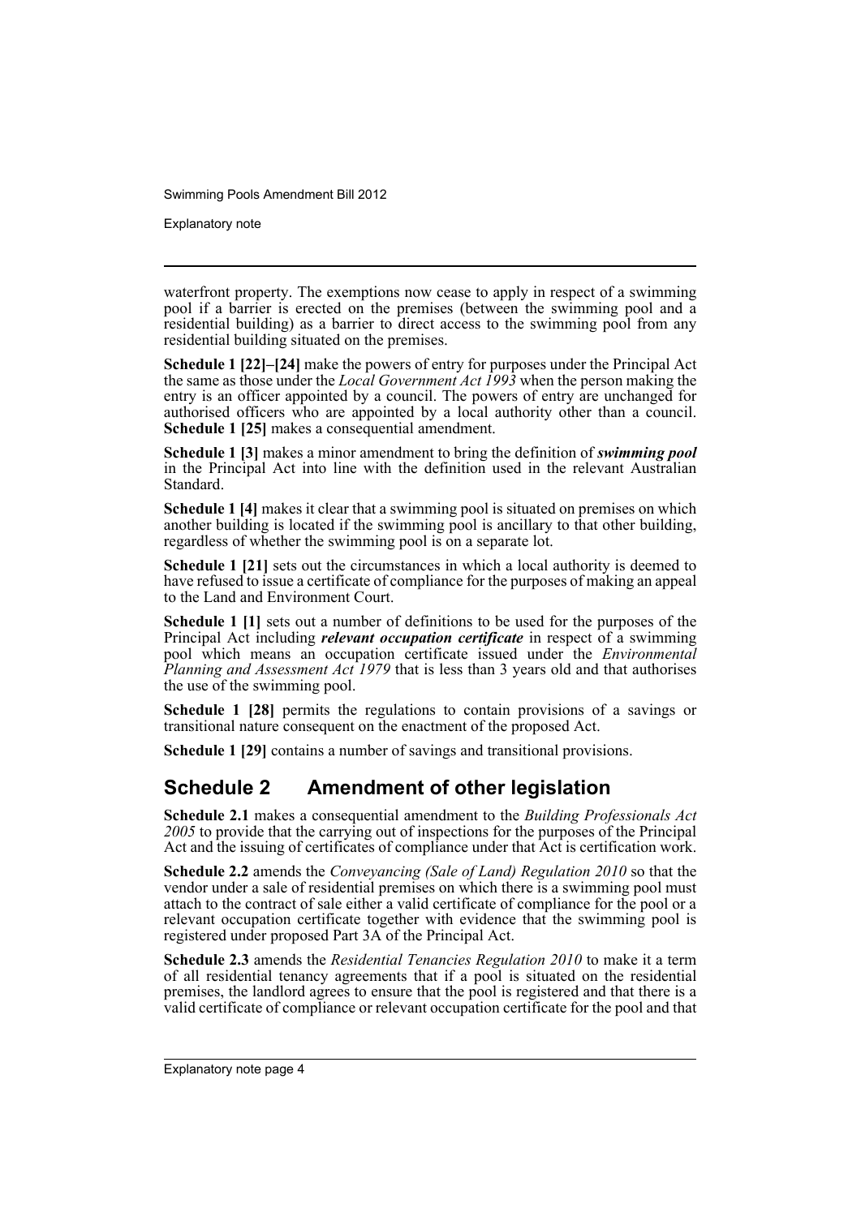waterfront property. The exemptions now cease to apply in respect of a swimming pool if a barrier is erected on the premises (between the swimming pool and a residential building) as a barrier to direct access to the swimming pool from any residential building situated on the premises.

**Schedule 1 [22]–[24]** make the powers of entry for purposes under the Principal Act the same as those under the *Local Government Act 1993* when the person making the entry is an officer appointed by a council. The powers of entry are unchanged for authorised officers who are appointed by a local authority other than a council. **Schedule 1 [25]** makes a consequential amendment.

**Schedule 1 [3]** makes a minor amendment to bring the definition of ***swimming pool*** in the Principal Act into line with the definition used in the relevant Australian Standard.

**Schedule 1 [4]** makes it clear that a swimming pool is situated on premises on which another building is located if the swimming pool is ancillary to that other building, regardless of whether the swimming pool is on a separate lot.

**Schedule 1 [21]** sets out the circumstances in which a local authority is deemed to have refused to issue a certificate of compliance for the purposes of making an appeal to the Land and Environment Court.

**Schedule 1 [1]** sets out a number of definitions to be used for the purposes of the Principal Act including ***relevant occupation certificate*** in respect of a swimming pool which means an occupation certificate issued under the *Environmental Planning and Assessment Act 1979* that is less than 3 years old and that authorises the use of the swimming pool.

**Schedule 1 [28]** permits the regulations to contain provisions of a savings or transitional nature consequent on the enactment of the proposed Act.

**Schedule 1 [29]** contains a number of savings and transitional provisions.

## Schedule 2 Amendment of other legislation

**Schedule 2.1** makes a consequential amendment to the *Building Professionals Act 2005* to provide that the carrying out of inspections for the purposes of the Principal Act and the issuing of certificates of compliance under that Act is certification work.

**Schedule 2.2** amends the *Conveyancing (Sale of Land) Regulation 2010* so that the vendor under a sale of residential premises on which there is a swimming pool must attach to the contract of sale either a valid certificate of compliance for the pool or a relevant occupation certificate together with evidence that the swimming pool is registered under proposed Part 3A of the Principal Act.

**Schedule 2.3** amends the *Residential Tenancies Regulation 2010* to make it a term of all residential tenancy agreements that if a pool is situated on the residential premises, the landlord agrees to ensure that the pool is registered and that there is a valid certificate of compliance or relevant occupation certificate for the pool and that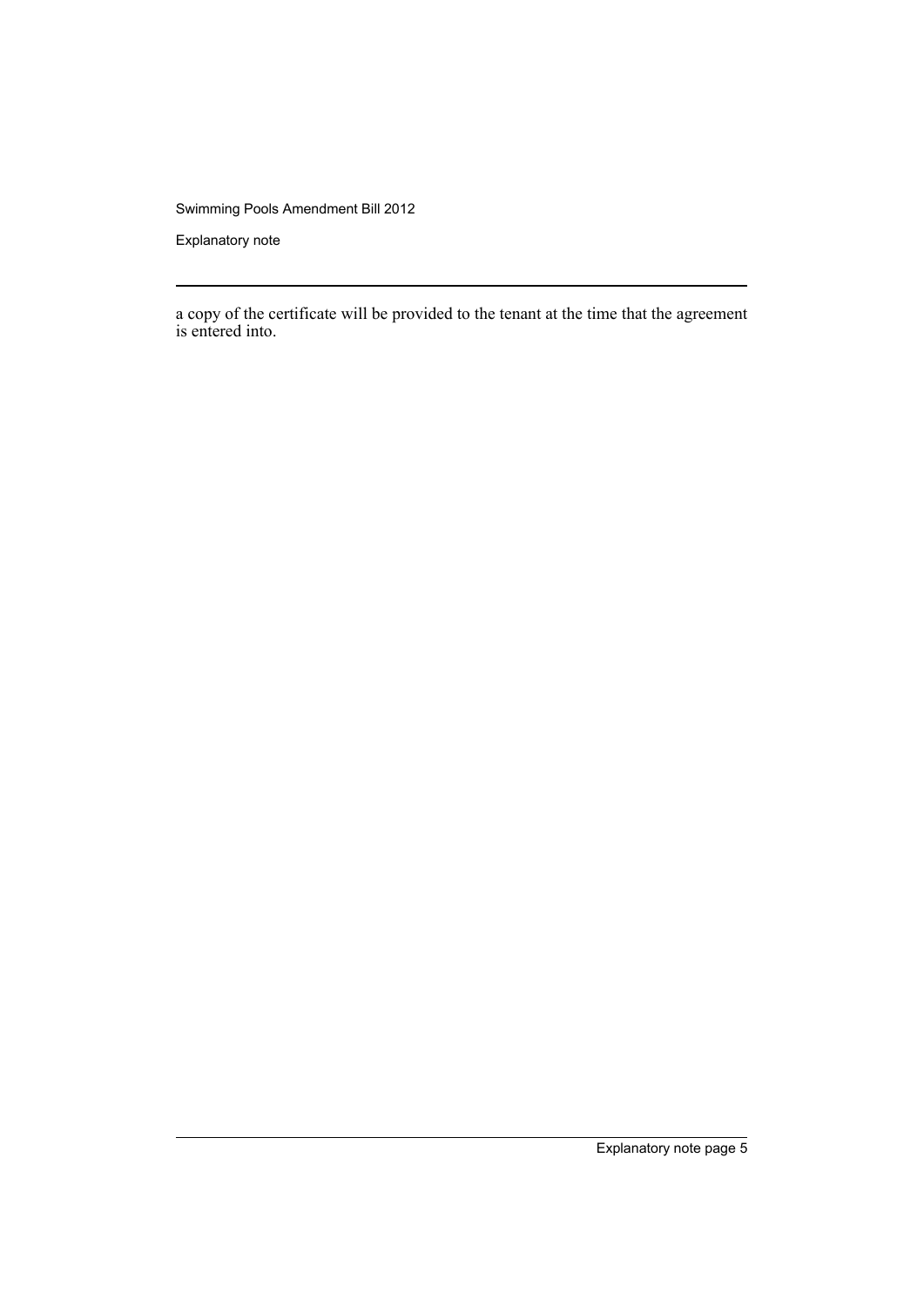a copy of the certificate will be provided to the tenant at the time that the agreement is entered into.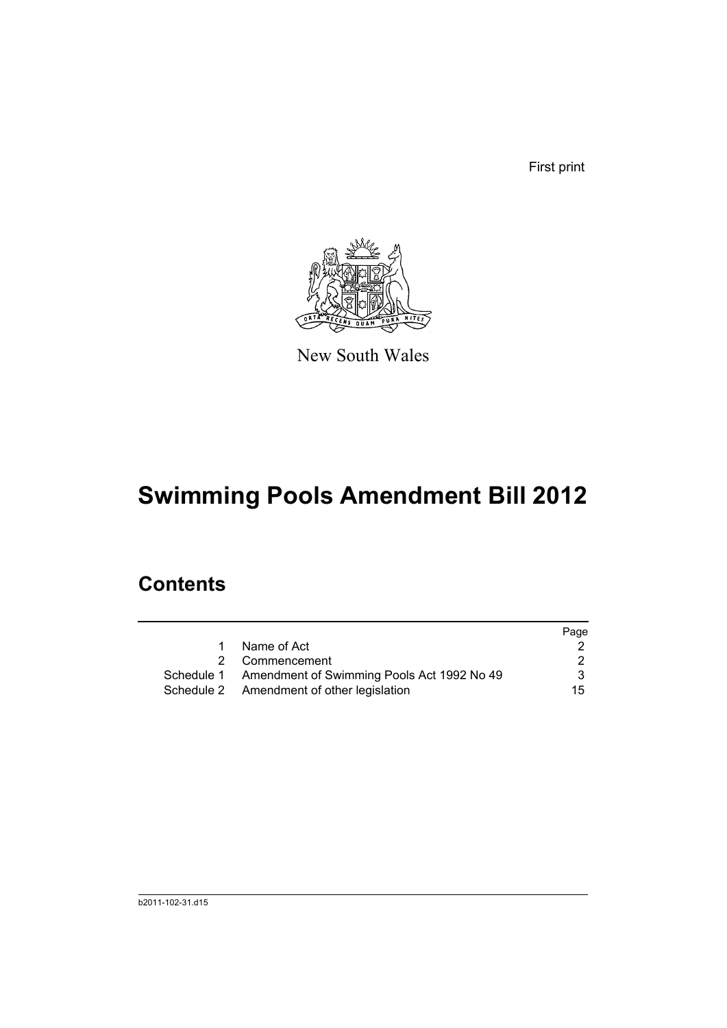First print

New South Wales

# Swimming Pools Amendment Bill 2012

## Contents

| | | Page |
|---|---|---|
| 1 | Name of Act | 2 |
| 2 | Commencement | 2 |
| Schedule 1 | Amendment of Swimming Pools Act 1992 No 49 | 3 |
| Schedule 2 | Amendment of other legislation | 15 |

b2011-102-31.d15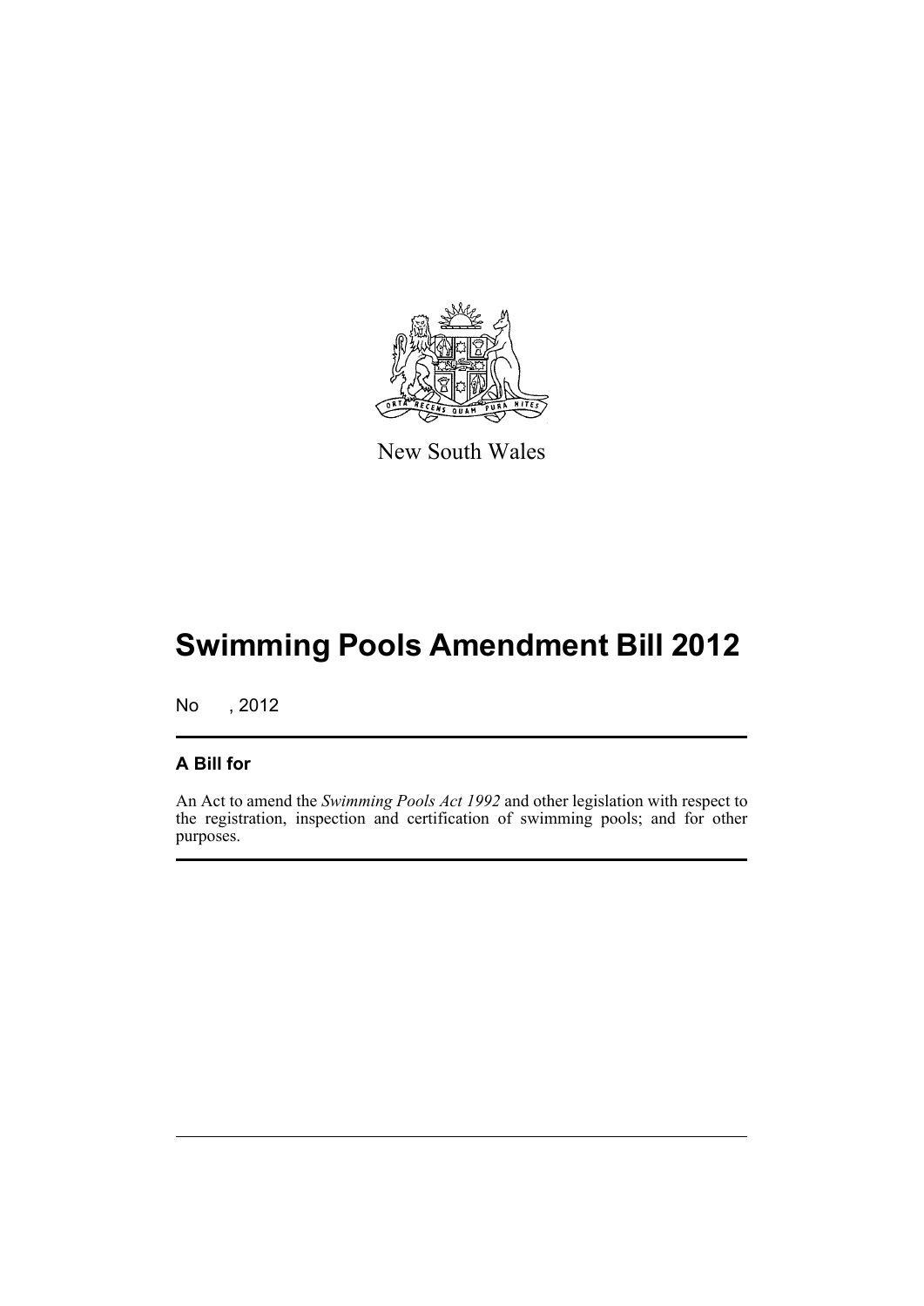New South Wales

# Swimming Pools Amendment Bill 2012

No , 2012

## A Bill for

An Act to amend the *Swimming Pools Act 1992* and other legislation with respect to the registration, inspection and certification of swimming pools; and for other purposes.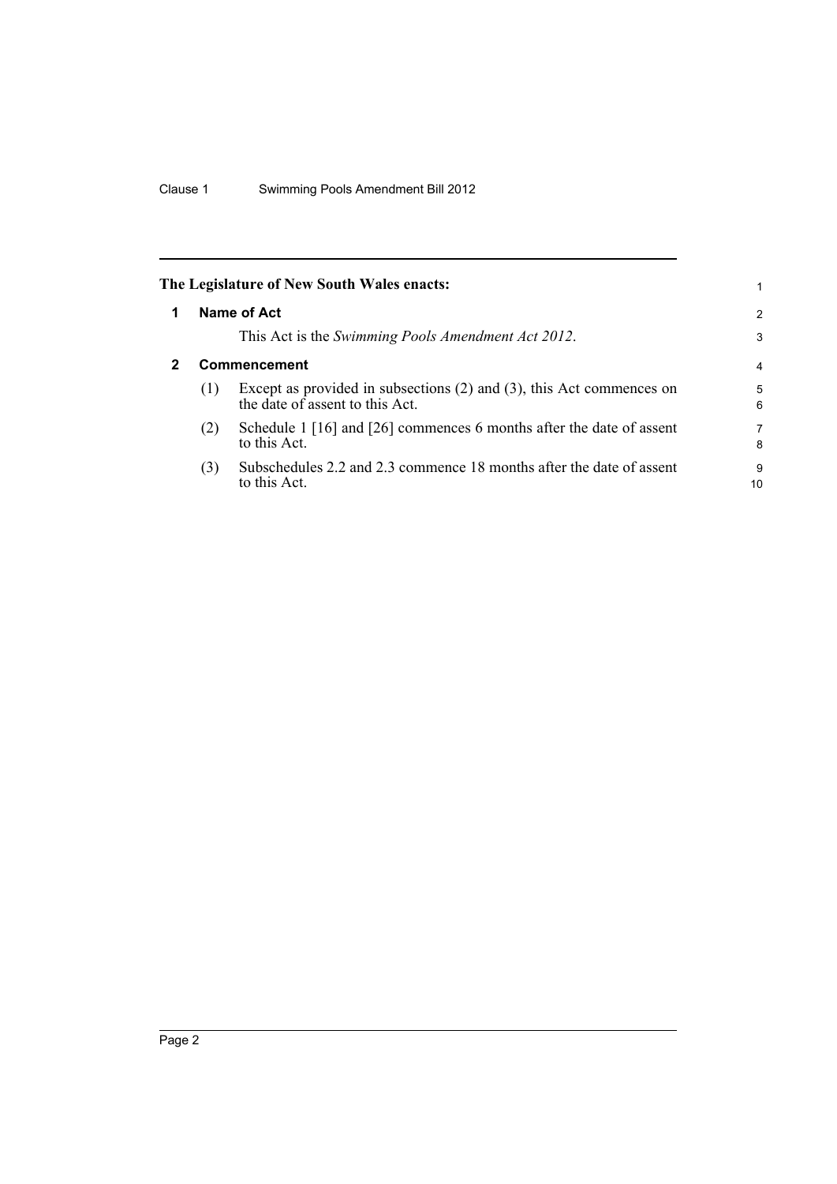**The Legislature of New South Wales enacts:**

**1 Name of Act**

This Act is the *Swimming Pools Amendment Act 2012*.

**2 Commencement**

(1) Except as provided in subsections (2) and (3), this Act commences on the date of assent to this Act.

(2) Schedule 1 [16] and [26] commences 6 months after the date of assent to this Act.

(3) Subschedules 2.2 and 2.3 commence 18 months after the date of assent to this Act.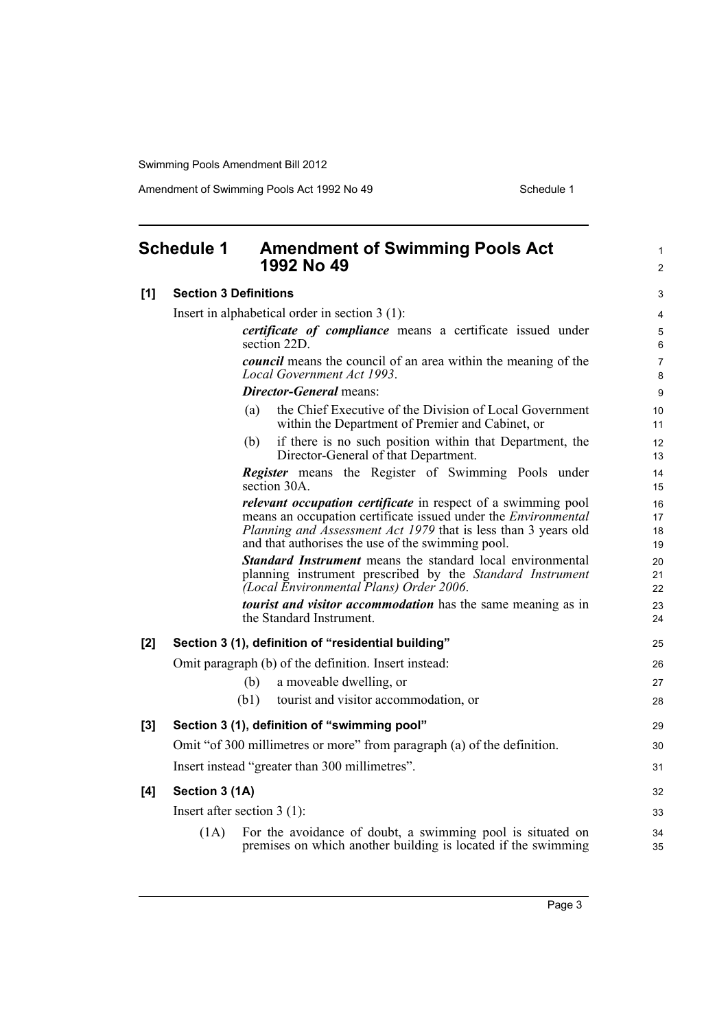## Schedule 1 Amendment of Swimming Pools Act 1992 No 49

**[1] Section 3 Definitions**

Insert in alphabetical order in section 3 (1):

> ***certificate of compliance*** means a certificate issued under section 22D.
>
> ***council*** means the council of an area within the meaning of the *Local Government Act 1993*.
>
> ***Director-General*** means:
>
> (a) the Chief Executive of the Division of Local Government within the Department of Premier and Cabinet, or
>
> (b) if there is no such position within that Department, the Director-General of that Department.
>
> ***Register*** means the Register of Swimming Pools under section 30A.
>
> ***relevant occupation certificate*** in respect of a swimming pool means an occupation certificate issued under the *Environmental Planning and Assessment Act 1979* that is less than 3 years old and that authorises the use of the swimming pool.
>
> ***Standard Instrument*** means the standard local environmental planning instrument prescribed by the *Standard Instrument (Local Environmental Plans) Order 2006*.
>
> ***tourist and visitor accommodation*** has the same meaning as in the Standard Instrument.

**[2] Section 3 (1), definition of "residential building"**

Omit paragraph (b) of the definition. Insert instead:

> (b) a moveable dwelling, or
>
> (b1) tourist and visitor accommodation, or

**[3] Section 3 (1), definition of "swimming pool"**

Omit "of 300 millimetres or more" from paragraph (a) of the definition.

Insert instead "greater than 300 millimetres".

**[4] Section 3 (1A)**

Insert after section 3 (1):

> (1A) For the avoidance of doubt, a swimming pool is situated on premises on which another building is located if the swimming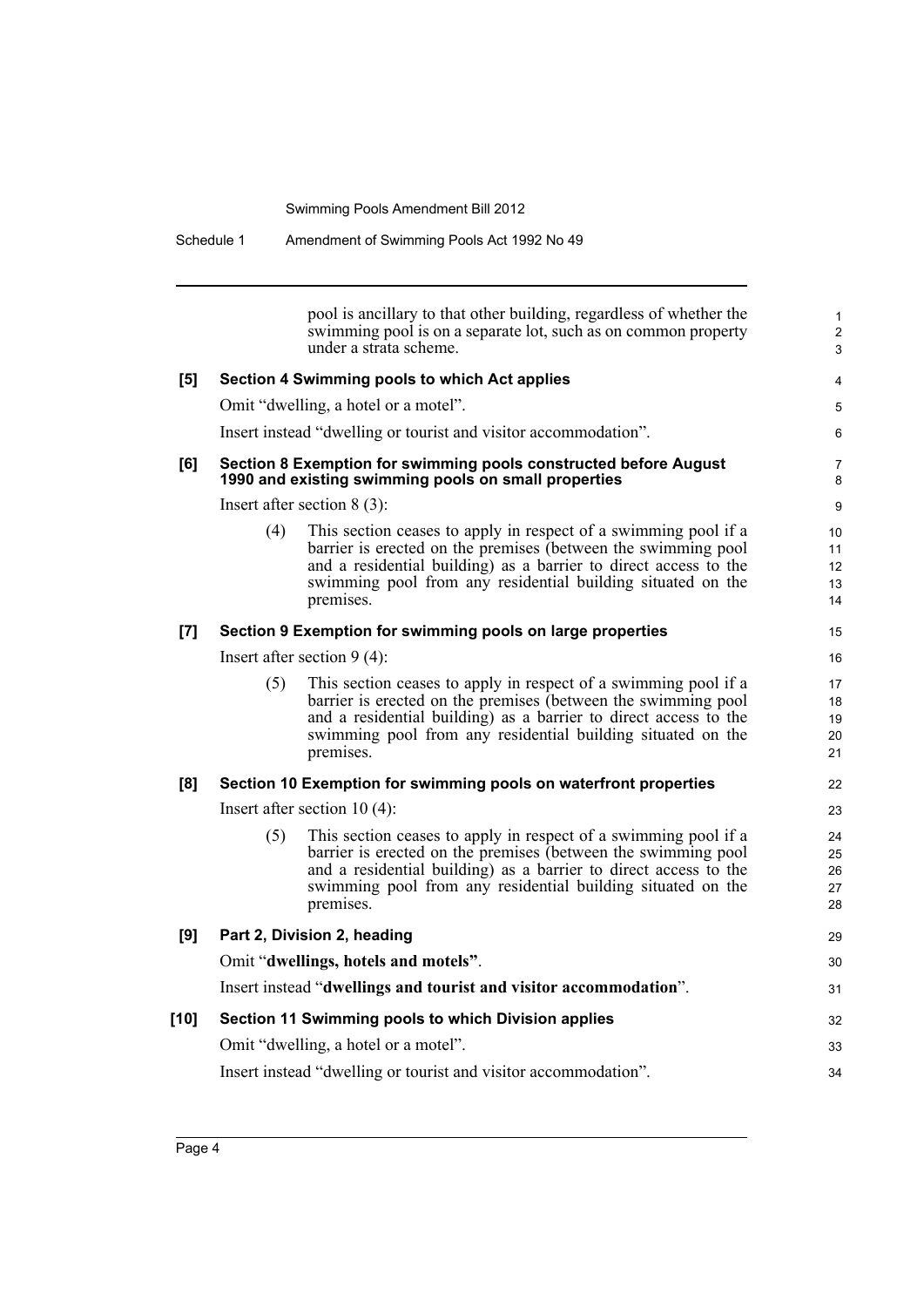pool is ancillary to that other building, regardless of whether the swimming pool is on a separate lot, such as on common property under a strata scheme.

**[5] Section 4 Swimming pools to which Act applies**

Omit "dwelling, a hotel or a motel".

Insert instead "dwelling or tourist and visitor accommodation".

**[6] Section 8 Exemption for swimming pools constructed before August 1990 and existing swimming pools on small properties**

Insert after section 8 (3):

(4) This section ceases to apply in respect of a swimming pool if a barrier is erected on the premises (between the swimming pool and a residential building) as a barrier to direct access to the swimming pool from any residential building situated on the premises.

**[7] Section 9 Exemption for swimming pools on large properties**

Insert after section 9 (4):

(5) This section ceases to apply in respect of a swimming pool if a barrier is erected on the premises (between the swimming pool and a residential building) as a barrier to direct access to the swimming pool from any residential building situated on the premises.

**[8] Section 10 Exemption for swimming pools on waterfront properties**

Insert after section 10 (4):

(5) This section ceases to apply in respect of a swimming pool if a barrier is erected on the premises (between the swimming pool and a residential building) as a barrier to direct access to the swimming pool from any residential building situated on the premises.

**[9] Part 2, Division 2, heading**

Omit "**dwellings, hotels and motels**".

Insert instead "**dwellings and tourist and visitor accommodation**".

**[10] Section 11 Swimming pools to which Division applies**

Omit "dwelling, a hotel or a motel".

Insert instead "dwelling or tourist and visitor accommodation".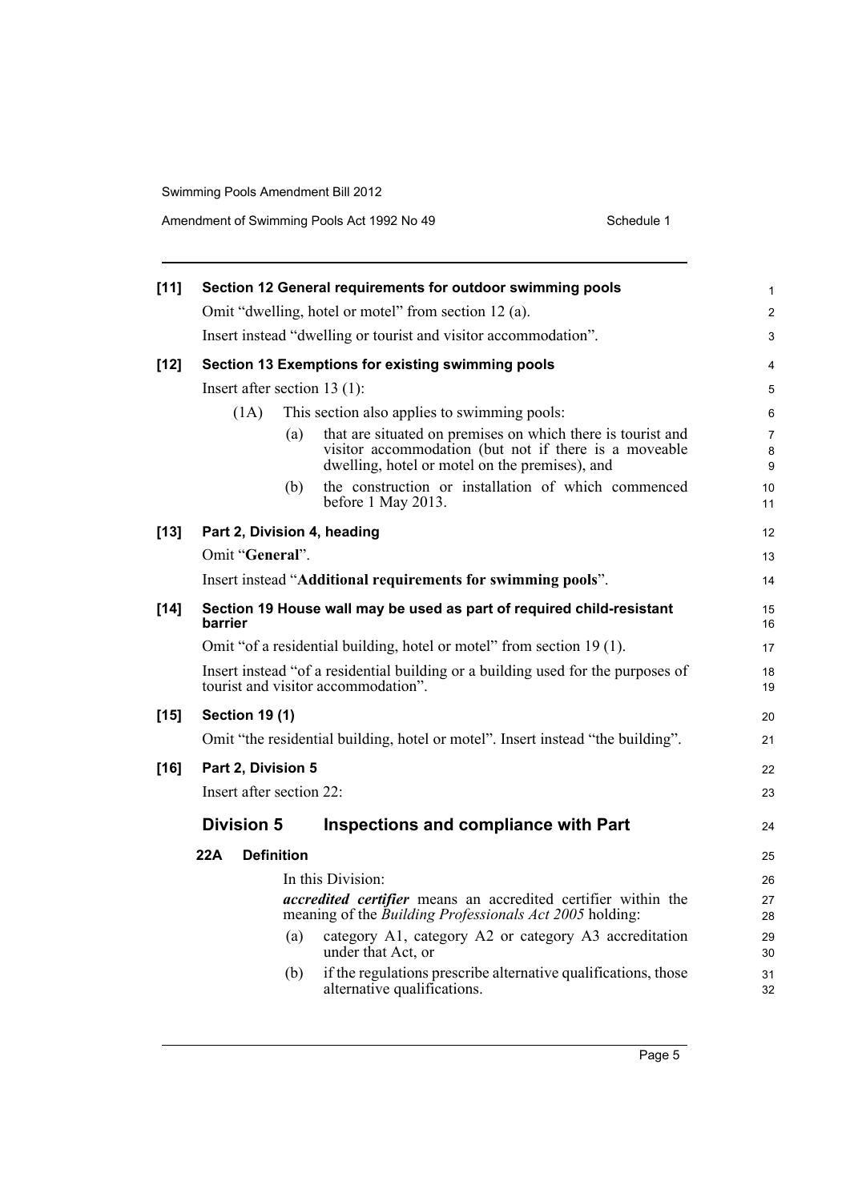**[11] Section 12 General requirements for outdoor swimming pools**

Omit "dwelling, hotel or motel" from section 12 (a).

Insert instead "dwelling or tourist and visitor accommodation".

**[12] Section 13 Exemptions for existing swimming pools**

Insert after section 13 (1):

(1A) This section also applies to swimming pools:

(a) that are situated on premises on which there is tourist and visitor accommodation (but not if there is a moveable dwelling, hotel or motel on the premises), and

(b) the construction or installation of which commenced before 1 May 2013.

**[13] Part 2, Division 4, heading**

Omit "**General**".

Insert instead "**Additional requirements for swimming pools**".

**[14] Section 19 House wall may be used as part of required child-resistant barrier**

Omit "of a residential building, hotel or motel" from section 19 (1).

Insert instead "of a residential building or a building used for the purposes of tourist and visitor accommodation".

**[15] Section 19 (1)**

Omit "the residential building, hotel or motel". Insert instead "the building".

**[16] Part 2, Division 5**

Insert after section 22:

## Division 5 Inspections and compliance with Part

### 22A Definition

In this Division:

***accredited certifier*** means an accredited certifier within the meaning of the *Building Professionals Act 2005* holding:

(a) category A1, category A2 or category A3 accreditation under that Act, or

(b) if the regulations prescribe alternative qualifications, those alternative qualifications.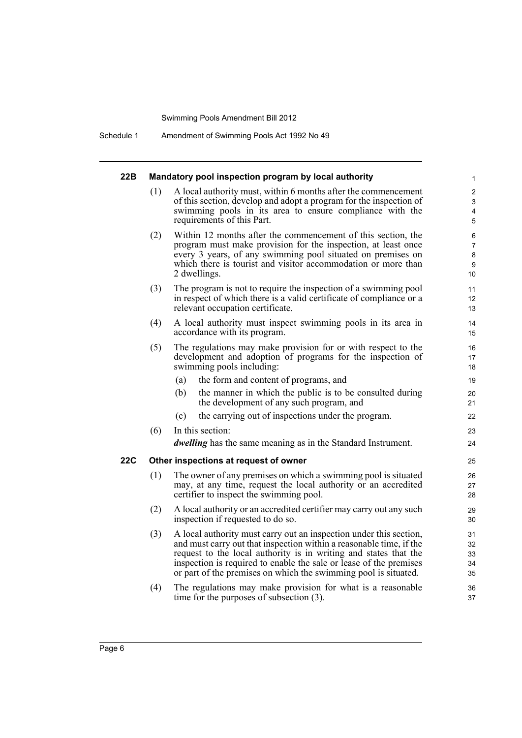#### 22B Mandatory pool inspection program by local authority

(1) A local authority must, within 6 months after the commencement of this section, develop and adopt a program for the inspection of swimming pools in its area to ensure compliance with the requirements of this Part.

(2) Within 12 months after the commencement of this section, the program must make provision for the inspection, at least once every 3 years, of any swimming pool situated on premises on which there is tourist and visitor accommodation or more than 2 dwellings.

(3) The program is not to require the inspection of a swimming pool in respect of which there is a valid certificate of compliance or a relevant occupation certificate.

(4) A local authority must inspect swimming pools in its area in accordance with its program.

(5) The regulations may make provision for or with respect to the development and adoption of programs for the inspection of swimming pools including:

- (a) the form and content of programs, and
- (b) the manner in which the public is to be consulted during the development of any such program, and
- (c) the carrying out of inspections under the program.

(6) In this section:

***dwelling*** has the same meaning as in the Standard Instrument.

#### 22C Other inspections at request of owner

(1) The owner of any premises on which a swimming pool is situated may, at any time, request the local authority or an accredited certifier to inspect the swimming pool.

(2) A local authority or an accredited certifier may carry out any such inspection if requested to do so.

(3) A local authority must carry out an inspection under this section, and must carry out that inspection within a reasonable time, if the request to the local authority is in writing and states that the inspection is required to enable the sale or lease of the premises or part of the premises on which the swimming pool is situated.

(4) The regulations may make provision for what is a reasonable time for the purposes of subsection (3).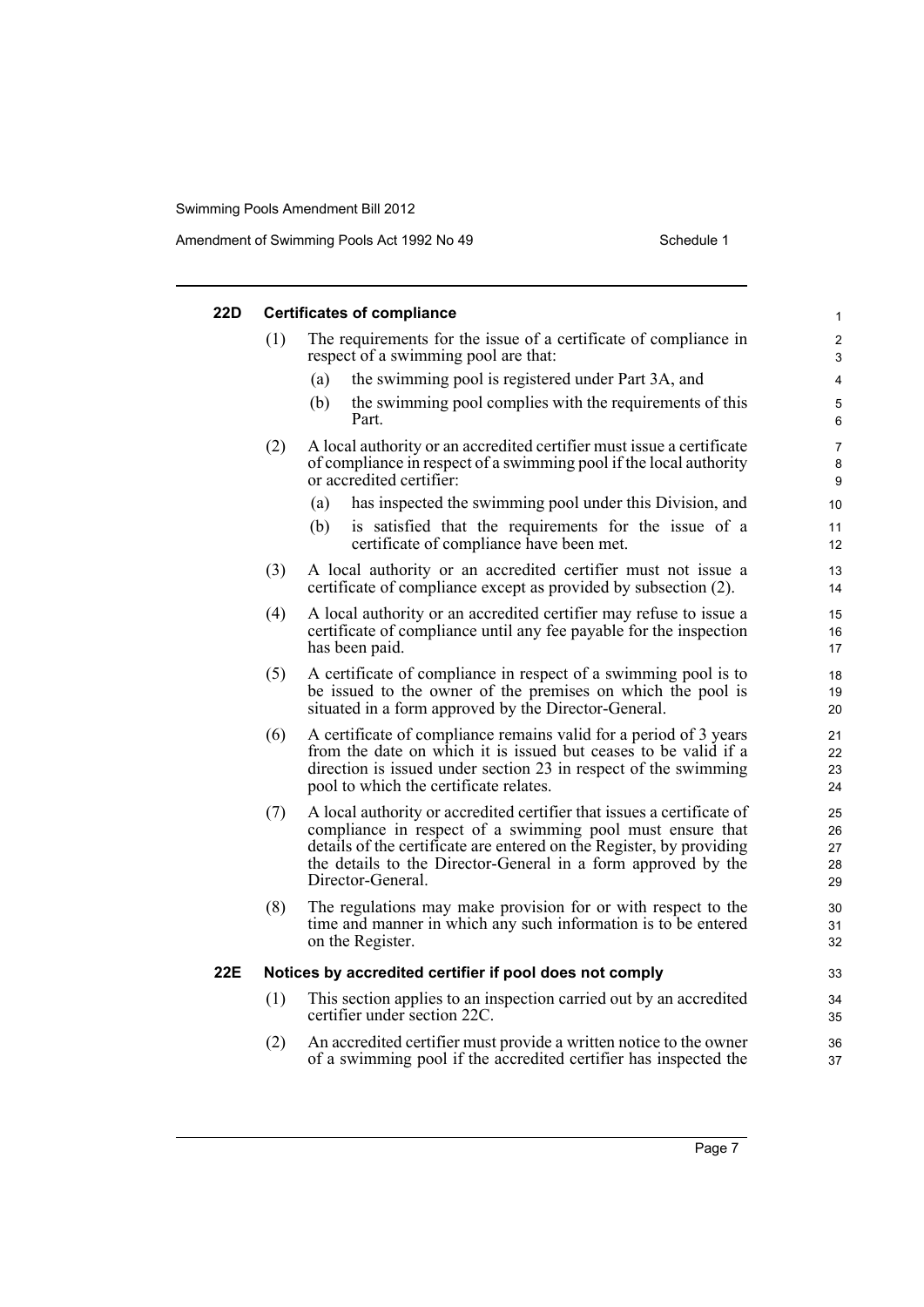### 22D Certificates of compliance

(1) The requirements for the issue of a certificate of compliance in respect of a swimming pool are that:

(a) the swimming pool is registered under Part 3A, and

(b) the swimming pool complies with the requirements of this Part.

(2) A local authority or an accredited certifier must issue a certificate of compliance in respect of a swimming pool if the local authority or accredited certifier:

(a) has inspected the swimming pool under this Division, and

(b) is satisfied that the requirements for the issue of a certificate of compliance have been met.

(3) A local authority or an accredited certifier must not issue a certificate of compliance except as provided by subsection (2).

(4) A local authority or an accredited certifier may refuse to issue a certificate of compliance until any fee payable for the inspection has been paid.

(5) A certificate of compliance in respect of a swimming pool is to be issued to the owner of the premises on which the pool is situated in a form approved by the Director-General.

(6) A certificate of compliance remains valid for a period of 3 years from the date on which it is issued but ceases to be valid if a direction is issued under section 23 in respect of the swimming pool to which the certificate relates.

(7) A local authority or accredited certifier that issues a certificate of compliance in respect of a swimming pool must ensure that details of the certificate are entered on the Register, by providing the details to the Director-General in a form approved by the Director-General.

(8) The regulations may make provision for or with respect to the time and manner in which any such information is to be entered on the Register.

### 22E Notices by accredited certifier if pool does not comply

(1) This section applies to an inspection carried out by an accredited certifier under section 22C.

(2) An accredited certifier must provide a written notice to the owner of a swimming pool if the accredited certifier has inspected the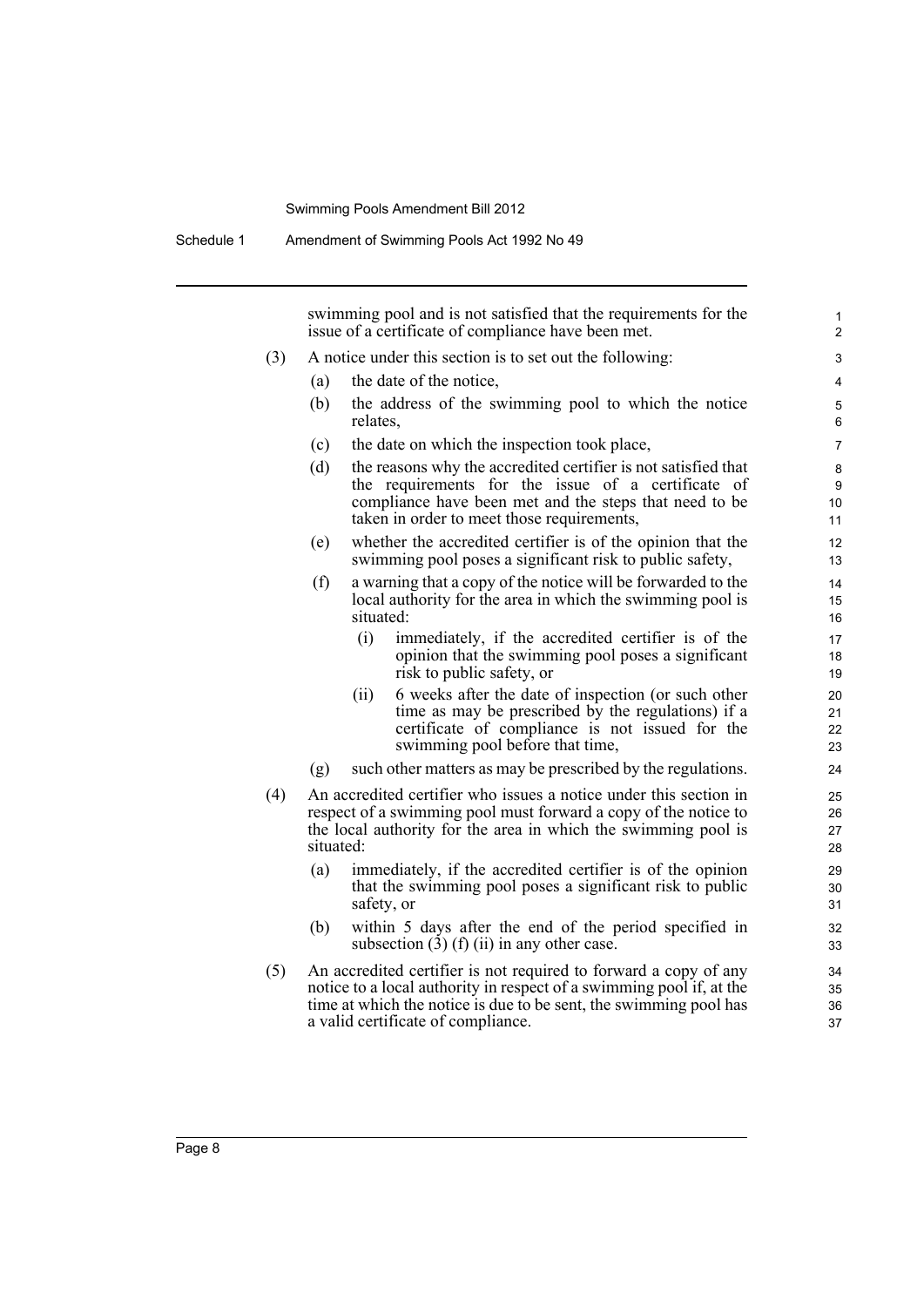swimming pool and is not satisfied that the requirements for the issue of a certificate of compliance have been met.

(3) A notice under this section is to set out the following:

(a) the date of the notice,

(b) the address of the swimming pool to which the notice relates,

(c) the date on which the inspection took place,

(d) the reasons why the accredited certifier is not satisfied that the requirements for the issue of a certificate of compliance have been met and the steps that need to be taken in order to meet those requirements,

(e) whether the accredited certifier is of the opinion that the swimming pool poses a significant risk to public safety,

(f) a warning that a copy of the notice will be forwarded to the local authority for the area in which the swimming pool is situated:

(i) immediately, if the accredited certifier is of the opinion that the swimming pool poses a significant risk to public safety, or

(ii) 6 weeks after the date of inspection (or such other time as may be prescribed by the regulations) if a certificate of compliance is not issued for the swimming pool before that time,

(g) such other matters as may be prescribed by the regulations.

(4) An accredited certifier who issues a notice under this section in respect of a swimming pool must forward a copy of the notice to the local authority for the area in which the swimming pool is situated:

(a) immediately, if the accredited certifier is of the opinion that the swimming pool poses a significant risk to public safety, or

(b) within 5 days after the end of the period specified in subsection (3) (f) (ii) in any other case.

(5) An accredited certifier is not required to forward a copy of any notice to a local authority in respect of a swimming pool if, at the time at which the notice is due to be sent, the swimming pool has a valid certificate of compliance.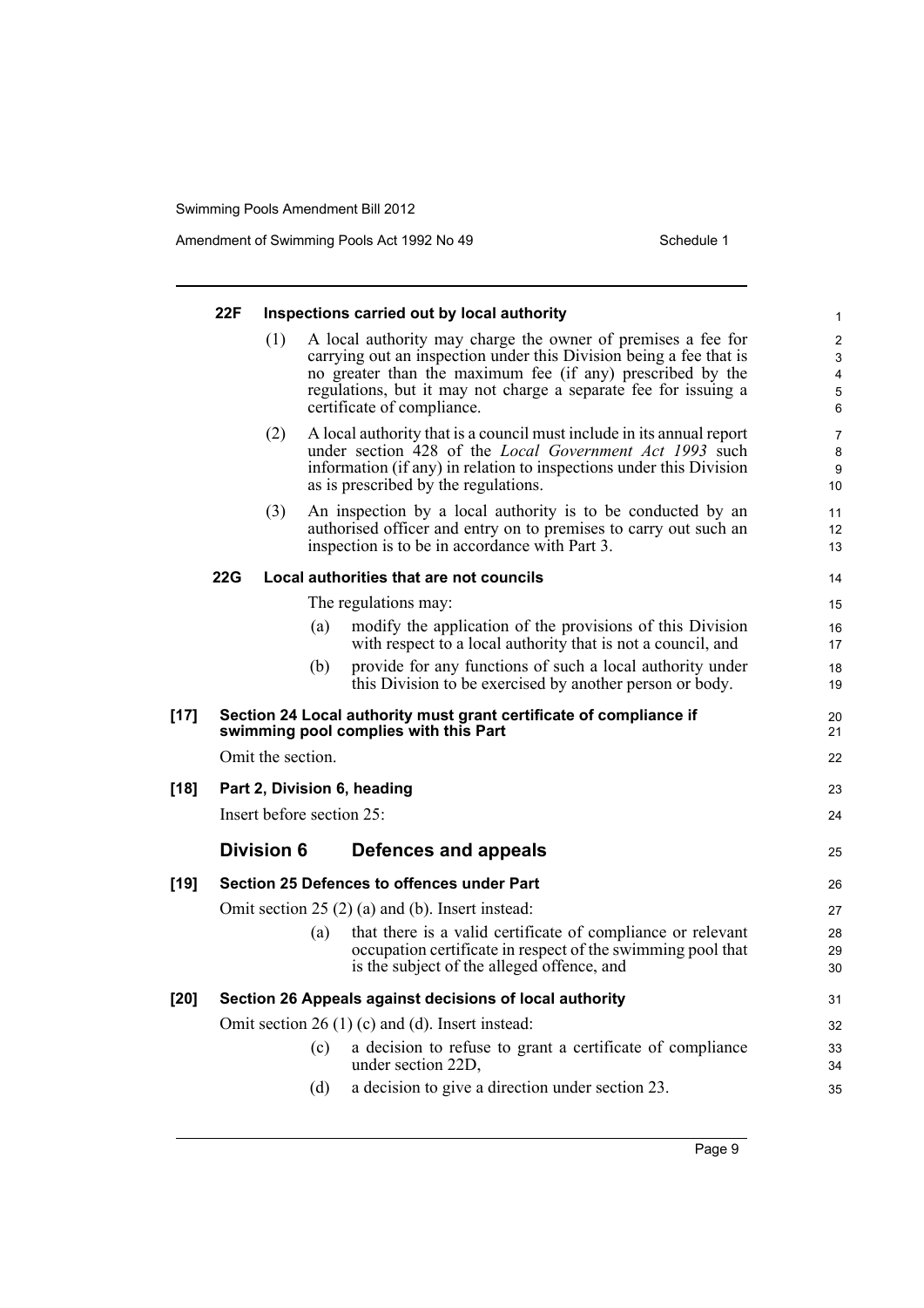#### 22F Inspections carried out by local authority

(1) A local authority may charge the owner of premises a fee for carrying out an inspection under this Division being a fee that is no greater than the maximum fee (if any) prescribed by the regulations, but it may not charge a separate fee for issuing a certificate of compliance.

(2) A local authority that is a council must include in its annual report under section 428 of the *Local Government Act 1993* such information (if any) in relation to inspections under this Division as is prescribed by the regulations.

(3) An inspection by a local authority is to be conducted by an authorised officer and entry on to premises to carry out such an inspection is to be in accordance with Part 3.

#### 22G Local authorities that are not councils

The regulations may:

(a) modify the application of the provisions of this Division with respect to a local authority that is not a council, and

(b) provide for any functions of such a local authority under this Division to be exercised by another person or body.

### [17] Section 24 Local authority must grant certificate of compliance if swimming pool complies with this Part

Omit the section.

### [18] Part 2, Division 6, heading

Insert before section 25:

## Division 6 Defences and appeals

### [19] Section 25 Defences to offences under Part

Omit section 25 (2) (a) and (b). Insert instead:

(a) that there is a valid certificate of compliance or relevant occupation certificate in respect of the swimming pool that is the subject of the alleged offence, and

### [20] Section 26 Appeals against decisions of local authority

Omit section 26 (1) (c) and (d). Insert instead:

(c) a decision to refuse to grant a certificate of compliance under section 22D,

(d) a decision to give a direction under section 23.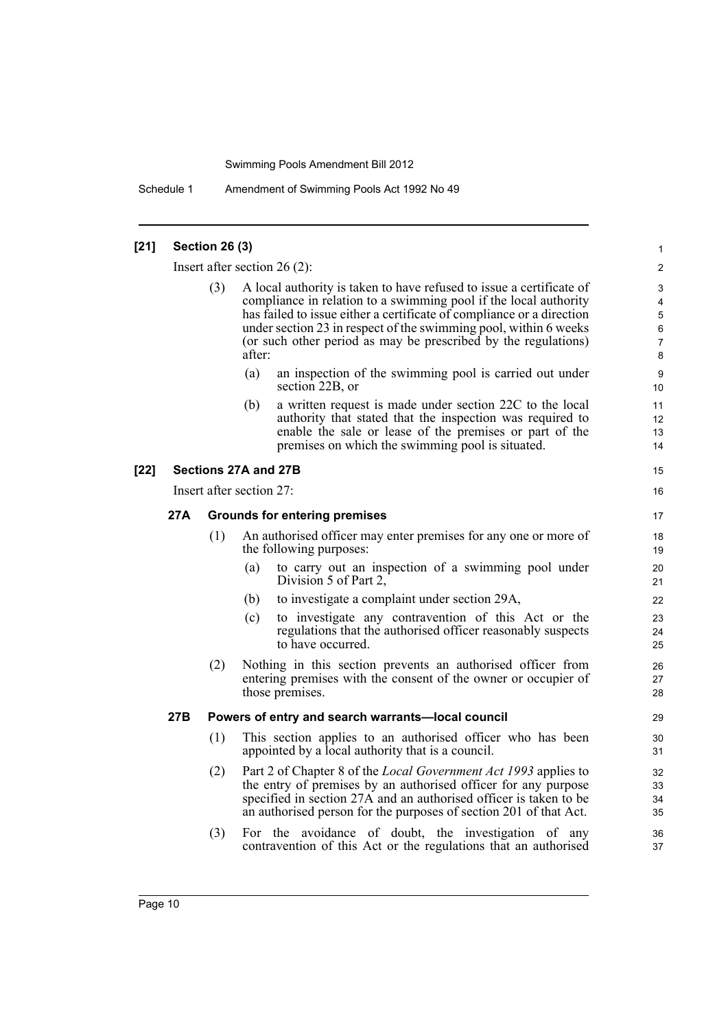**[21] Section 26 (3)**

Insert after section 26 (2):

(3) A local authority is taken to have refused to issue a certificate of compliance in relation to a swimming pool if the local authority has failed to issue either a certificate of compliance or a direction under section 23 in respect of the swimming pool, within 6 weeks (or such other period as may be prescribed by the regulations) after:

(a) an inspection of the swimming pool is carried out under section 22B, or

(b) a written request is made under section 22C to the local authority that stated that the inspection was required to enable the sale or lease of the premises or part of the premises on which the swimming pool is situated.

**[22] Sections 27A and 27B**

Insert after section 27:

**27A Grounds for entering premises**

(1) An authorised officer may enter premises for any one or more of the following purposes:

(a) to carry out an inspection of a swimming pool under Division 5 of Part 2,

(b) to investigate a complaint under section 29A,

(c) to investigate any contravention of this Act or the regulations that the authorised officer reasonably suspects to have occurred.

(2) Nothing in this section prevents an authorised officer from entering premises with the consent of the owner or occupier of those premises.

**27B Powers of entry and search warrants—local council**

(1) This section applies to an authorised officer who has been appointed by a local authority that is a council.

(2) Part 2 of Chapter 8 of the *Local Government Act 1993* applies to the entry of premises by an authorised officer for any purpose specified in section 27A and an authorised officer is taken to be an authorised person for the purposes of section 201 of that Act.

(3) For the avoidance of doubt, the investigation of any contravention of this Act or the regulations that an authorised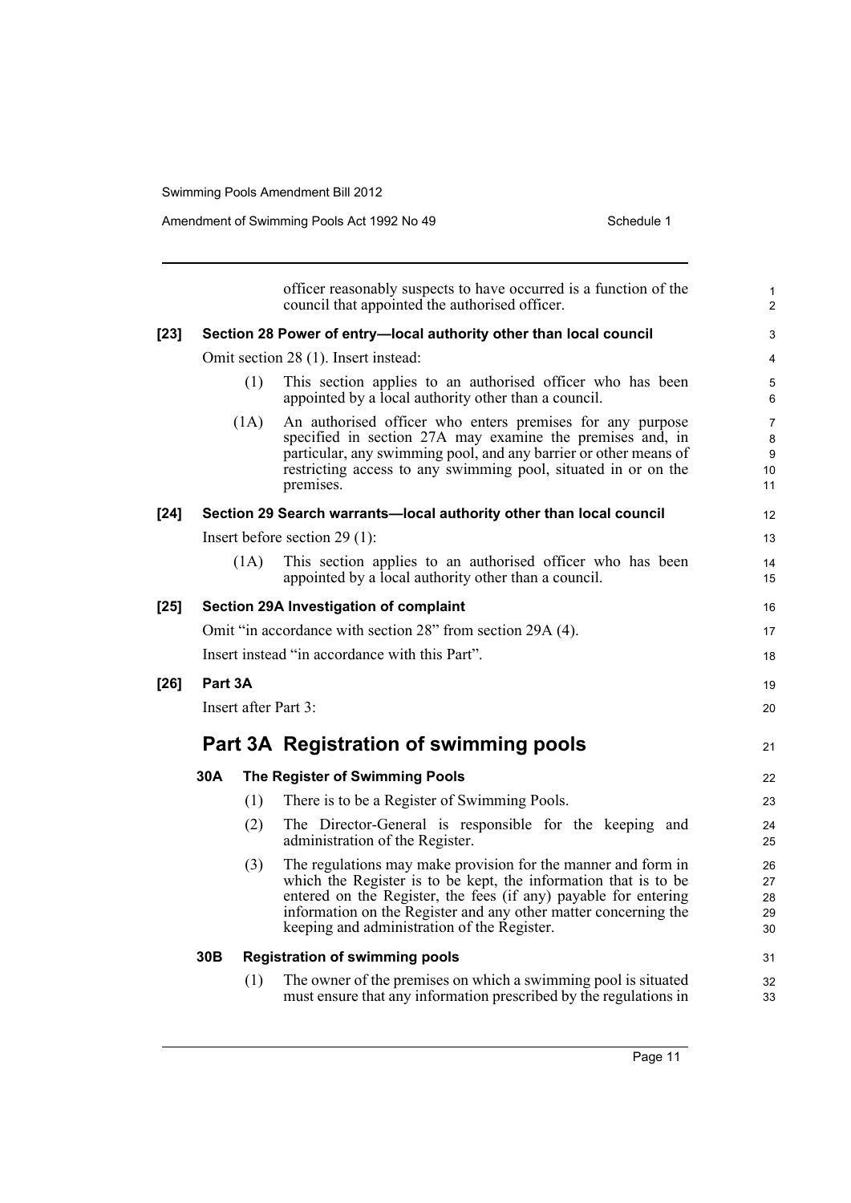officer reasonably suspects to have occurred is a function of the council that appointed the authorised officer.

**[23] Section 28 Power of entry—local authority other than local council**

Omit section 28 (1). Insert instead:

(1) This section applies to an authorised officer who has been appointed by a local authority other than a council.

(1A) An authorised officer who enters premises for any purpose specified in section 27A may examine the premises and, in particular, any swimming pool, and any barrier or other means of restricting access to any swimming pool, situated in or on the premises.

**[24] Section 29 Search warrants—local authority other than local council**

Insert before section 29 (1):

(1A) This section applies to an authorised officer who has been appointed by a local authority other than a council.

**[25] Section 29A Investigation of complaint**

Omit "in accordance with section 28" from section 29A (4).

Insert instead "in accordance with this Part".

**[26] Part 3A**

Insert after Part 3:

# Part 3A Registration of swimming pools

### 30A The Register of Swimming Pools

(1) There is to be a Register of Swimming Pools.

(2) The Director-General is responsible for the keeping and administration of the Register.

(3) The regulations may make provision for the manner and form in which the Register is to be kept, the information that is to be entered on the Register, the fees (if any) payable for entering information on the Register and any other matter concerning the keeping and administration of the Register.

### 30B Registration of swimming pools

(1) The owner of the premises on which a swimming pool is situated must ensure that any information prescribed by the regulations in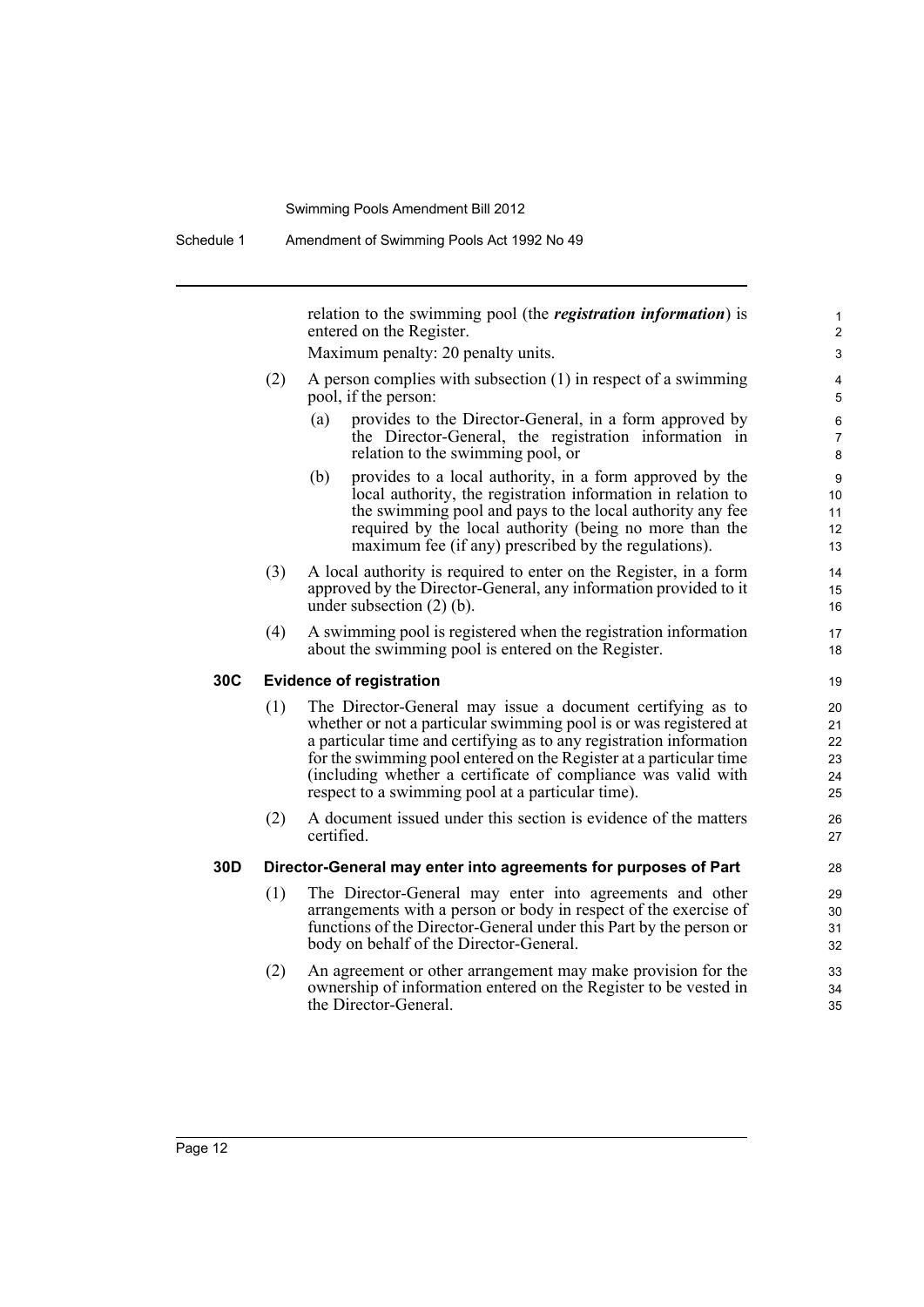relation to the swimming pool (the ***registration information***) is entered on the Register.

Maximum penalty: 20 penalty units.

(2) A person complies with subsection (1) in respect of a swimming pool, if the person:

(a) provides to the Director-General, in a form approved by the Director-General, the registration information in relation to the swimming pool, or

(b) provides to a local authority, in a form approved by the local authority, the registration information in relation to the swimming pool and pays to the local authority any fee required by the local authority (being no more than the maximum fee (if any) prescribed by the regulations).

(3) A local authority is required to enter on the Register, in a form approved by the Director-General, any information provided to it under subsection (2) (b).

(4) A swimming pool is registered when the registration information about the swimming pool is entered on the Register.

### 30C Evidence of registration

(1) The Director-General may issue a document certifying as to whether or not a particular swimming pool is or was registered at a particular time and certifying as to any registration information for the swimming pool entered on the Register at a particular time (including whether a certificate of compliance was valid with respect to a swimming pool at a particular time).

(2) A document issued under this section is evidence of the matters certified.

### 30D Director-General may enter into agreements for purposes of Part

(1) The Director-General may enter into agreements and other arrangements with a person or body in respect of the exercise of functions of the Director-General under this Part by the person or body on behalf of the Director-General.

(2) An agreement or other arrangement may make provision for the ownership of information entered on the Register to be vested in the Director-General.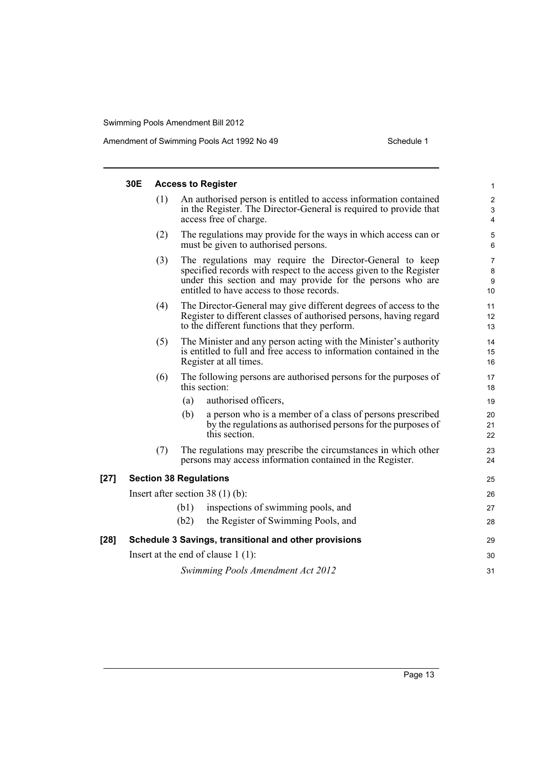### 30E Access to Register

(1) An authorised person is entitled to access information contained in the Register. The Director-General is required to provide that access free of charge.

(2) The regulations may provide for the ways in which access can or must be given to authorised persons.

(3) The regulations may require the Director-General to keep specified records with respect to the access given to the Register under this section and may provide for the persons who are entitled to have access to those records.

(4) The Director-General may give different degrees of access to the Register to different classes of authorised persons, having regard to the different functions that they perform.

(5) The Minister and any person acting with the Minister's authority is entitled to full and free access to information contained in the Register at all times.

(6) The following persons are authorised persons for the purposes of this section:

(a) authorised officers,

(b) a person who is a member of a class of persons prescribed by the regulations as authorised persons for the purposes of this section.

(7) The regulations may prescribe the circumstances in which other persons may access information contained in the Register.

## [27] Section 38 Regulations

Insert after section 38 (1) (b):

(b1) inspections of swimming pools, and

(b2) the Register of Swimming Pools, and

## [28] Schedule 3 Savings, transitional and other provisions

Insert at the end of clause 1 (1):

*Swimming Pools Amendment Act 2012*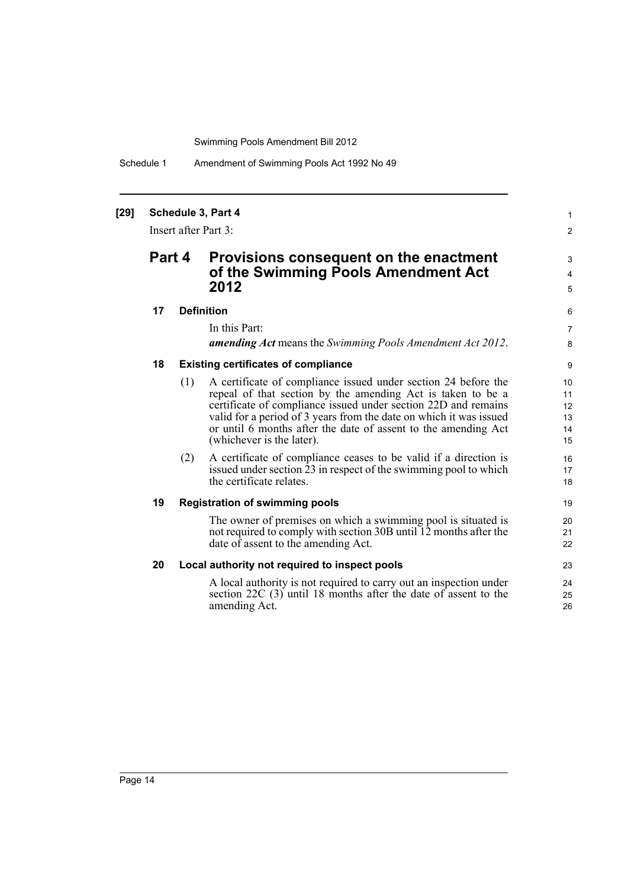**[29] Schedule 3, Part 4**

Insert after Part 3:

## Part 4 Provisions consequent on the enactment of the Swimming Pools Amendment Act 2012

### 17 Definition

In this Part:

***amending Act*** means the *Swimming Pools Amendment Act 2012*.

### 18 Existing certificates of compliance

(1) A certificate of compliance issued under section 24 before the repeal of that section by the amending Act is taken to be a certificate of compliance issued under section 22D and remains valid for a period of 3 years from the date on which it was issued or until 6 months after the date of assent to the amending Act (whichever is the later).

(2) A certificate of compliance ceases to be valid if a direction is issued under section 23 in respect of the swimming pool to which the certificate relates.

### 19 Registration of swimming pools

The owner of premises on which a swimming pool is situated is not required to comply with section 30B until 12 months after the date of assent to the amending Act.

### 20 Local authority not required to inspect pools

A local authority is not required to carry out an inspection under section 22C (3) until 18 months after the date of assent to the amending Act.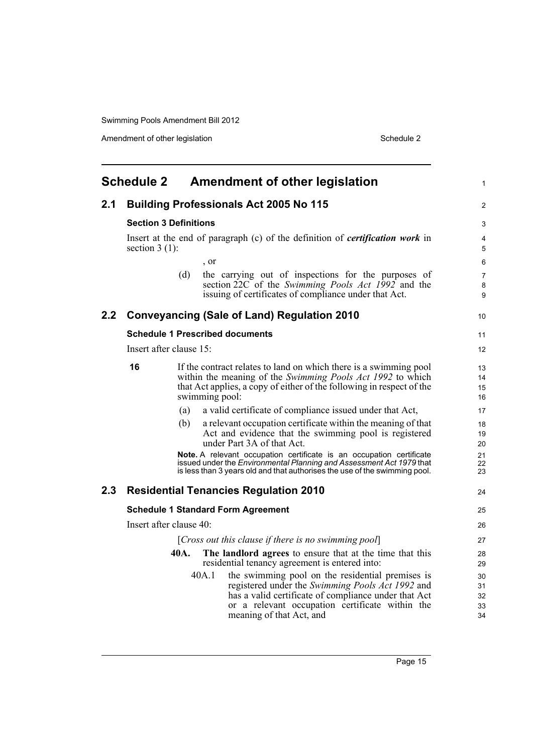## Schedule 2 Amendment of other legislation

### 2.1 Building Professionals Act 2005 No 115

#### Section 3 Definitions

Insert at the end of paragraph (c) of the definition of ***certification work*** in section 3 (1):

, or

(d) the carrying out of inspections for the purposes of section 22C of the *Swimming Pools Act 1992* and the issuing of certificates of compliance under that Act.

### 2.2 Conveyancing (Sale of Land) Regulation 2010

#### Schedule 1 Prescribed documents

Insert after clause 15:

**16** If the contract relates to land on which there is a swimming pool within the meaning of the *Swimming Pools Act 1992* to which that Act applies, a copy of either of the following in respect of the swimming pool:

(a) a valid certificate of compliance issued under that Act,

(b) a relevant occupation certificate within the meaning of that Act and evidence that the swimming pool is registered under Part 3A of that Act.

**Note.** A relevant occupation certificate is an occupation certificate issued under the *Environmental Planning and Assessment Act 1979* that is less than 3 years old and that authorises the use of the swimming pool.

### 2.3 Residential Tenancies Regulation 2010

#### Schedule 1 Standard Form Agreement

Insert after clause 40:

[*Cross out this clause if there is no swimming pool*]

**40A.** **The landlord agrees** to ensure that at the time that this residential tenancy agreement is entered into:

40A.1 the swimming pool on the residential premises is registered under the *Swimming Pools Act 1992* and has a valid certificate of compliance under that Act or a relevant occupation certificate within the meaning of that Act, and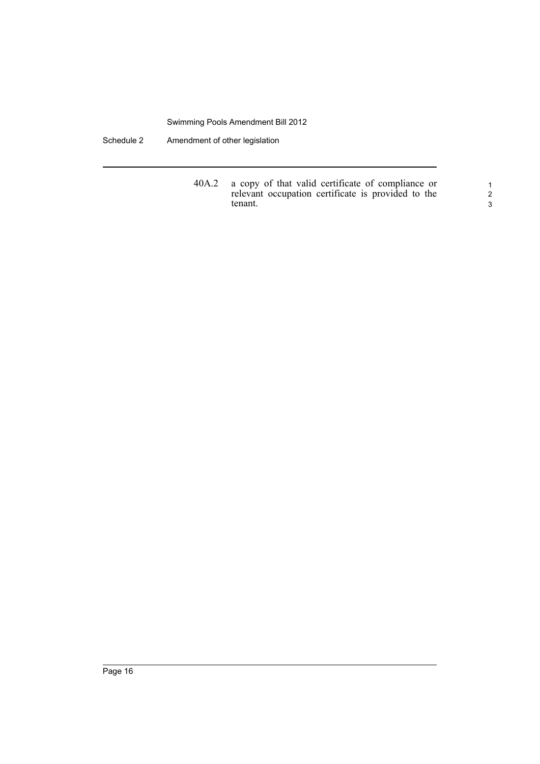40A.2 a copy of that valid certificate of compliance or relevant occupation certificate is provided to the tenant.